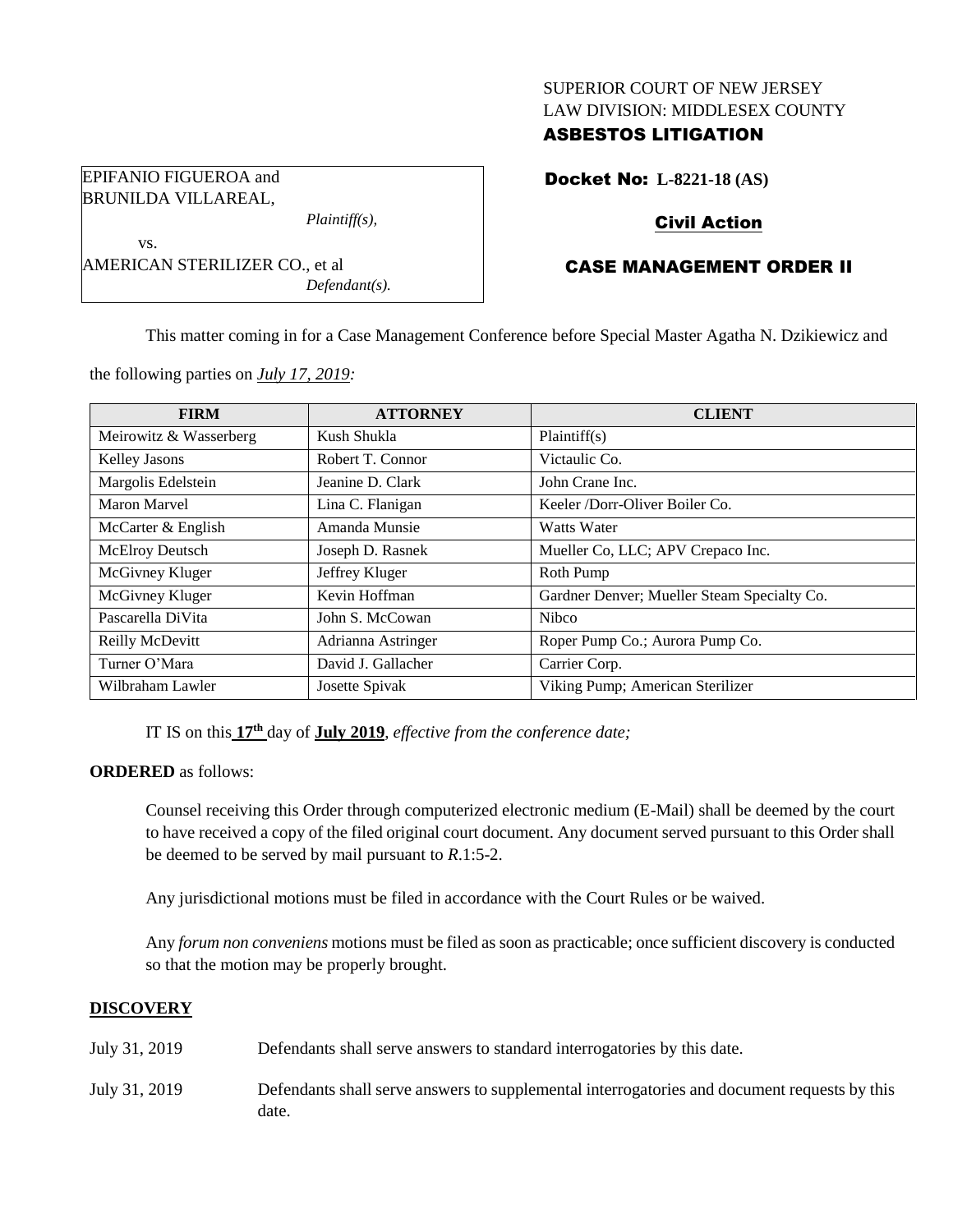SUPERIOR COURT OF NEW JERSEY
LAW DIVISION: MIDDLESEX COUNTY
**ASBESTOS LITIGATION**

EPIFANIO FIGUEROA and
BRUNILDA VILLAREAL,
*Plaintiff(s),*

vs.

AMERICAN STERILIZER CO., et al
*Defendant(s).*

**Docket No: L-8221-18 (AS)**

**Civil Action**

**CASE MANAGEMENT ORDER II**

This matter coming in for a Case Management Conference before Special Master Agatha N. Dzikiewicz and the following parties on *July 17, 2019:*

| FIRM | ATTORNEY | CLIENT |
|---|---|---|
| Meirowitz & Wasserberg | Kush Shukla | Plaintiff(s) |
| Kelley Jasons | Robert T. Connor | Victaulic Co. |
| Margolis Edelstein | Jeanine D. Clark | John Crane Inc. |
| Maron Marvel | Lina C. Flanigan | Keeler /Dorr-Oliver Boiler Co. |
| McCarter & English | Amanda Munsie | Watts Water |
| McElroy Deutsch | Joseph D. Rasnek | Mueller Co, LLC; APV Crepaco Inc. |
| McGivney Kluger | Jeffrey Kluger | Roth Pump |
| McGivney Kluger | Kevin Hoffman | Gardner Denver; Mueller Steam Specialty Co. |
| Pascarella DiVita | John S. McCowan | Nibco |
| Reilly McDevitt | Adrianna Astringer | Roper Pump Co.; Aurora Pump Co. |
| Turner O'Mara | David J. Gallacher | Carrier Corp. |
| Wilbraham Lawler | Josette Spivak | Viking Pump; American Sterilizer |

IT IS on this **17th** day of **July 2019**, *effective from the conference date;*

**ORDERED** as follows:

Counsel receiving this Order through computerized electronic medium (E-Mail) shall be deemed by the court to have received a copy of the filed original court document. Any document served pursuant to this Order shall be deemed to be served by mail pursuant to *R*.1:5-2.

Any jurisdictional motions must be filed in accordance with the Court Rules or be waived.

Any *forum non conveniens* motions must be filed as soon as practicable; once sufficient discovery is conducted so that the motion may be properly brought.

## DISCOVERY

July 31, 2019 Defendants shall serve answers to standard interrogatories by this date.

July 31, 2019 Defendants shall serve answers to supplemental interrogatories and document requests by this date.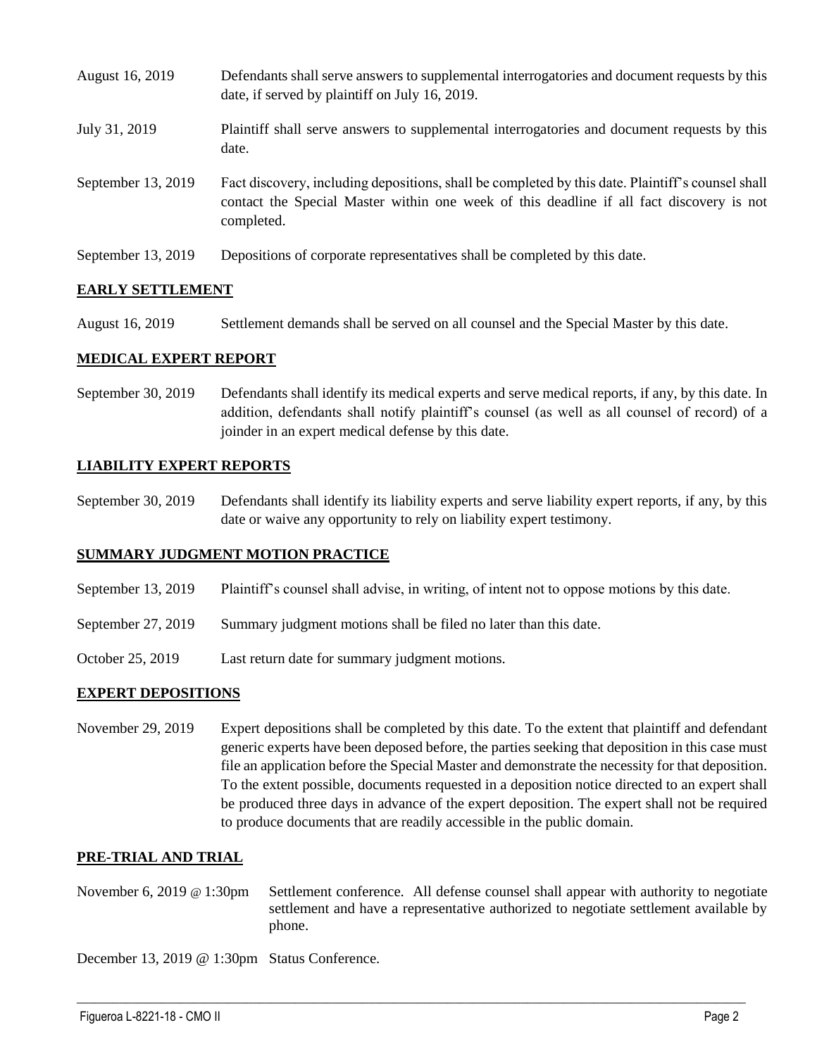| | |
|---|---|
| August 16, 2019 | Defendants shall serve answers to supplemental interrogatories and document requests by this date, if served by plaintiff on July 16, 2019. |
| July 31, 2019 | Plaintiff shall serve answers to supplemental interrogatories and document requests by this date. |
| September 13, 2019 | Fact discovery, including depositions, shall be completed by this date. Plaintiff's counsel shall contact the Special Master within one week of this deadline if all fact discovery is not completed. |
| September 13, 2019 | Depositions of corporate representatives shall be completed by this date. |

## EARLY SETTLEMENT

| | |
|---|---|
| August 16, 2019 | Settlement demands shall be served on all counsel and the Special Master by this date. |

## MEDICAL EXPERT REPORT

| | |
|---|---|
| September 30, 2019 | Defendants shall identify its medical experts and serve medical reports, if any, by this date. In addition, defendants shall notify plaintiff's counsel (as well as all counsel of record) of a joinder in an expert medical defense by this date. |

## LIABILITY EXPERT REPORTS

| | |
|---|---|
| September 30, 2019 | Defendants shall identify its liability experts and serve liability expert reports, if any, by this date or waive any opportunity to rely on liability expert testimony. |

## SUMMARY JUDGMENT MOTION PRACTICE

| | |
|---|---|
| September 13, 2019 | Plaintiff's counsel shall advise, in writing, of intent not to oppose motions by this date. |
| September 27, 2019 | Summary judgment motions shall be filed no later than this date. |
| October 25, 2019 | Last return date for summary judgment motions. |

## EXPERT DEPOSITIONS

| | |
|---|---|
| November 29, 2019 | Expert depositions shall be completed by this date. To the extent that plaintiff and defendant generic experts have been deposed before, the parties seeking that deposition in this case must file an application before the Special Master and demonstrate the necessity for that deposition. To the extent possible, documents requested in a deposition notice directed to an expert shall be produced three days in advance of the expert deposition. The expert shall not be required to produce documents that are readily accessible in the public domain. |

## PRE-TRIAL AND TRIAL

| | |
|---|---|
| November 6, 2019 @ 1:30pm | Settlement conference. All defense counsel shall appear with authority to negotiate settlement and have a representative authorized to negotiate settlement available by phone. |
| December 13, 2019 @ 1:30pm | Status Conference. |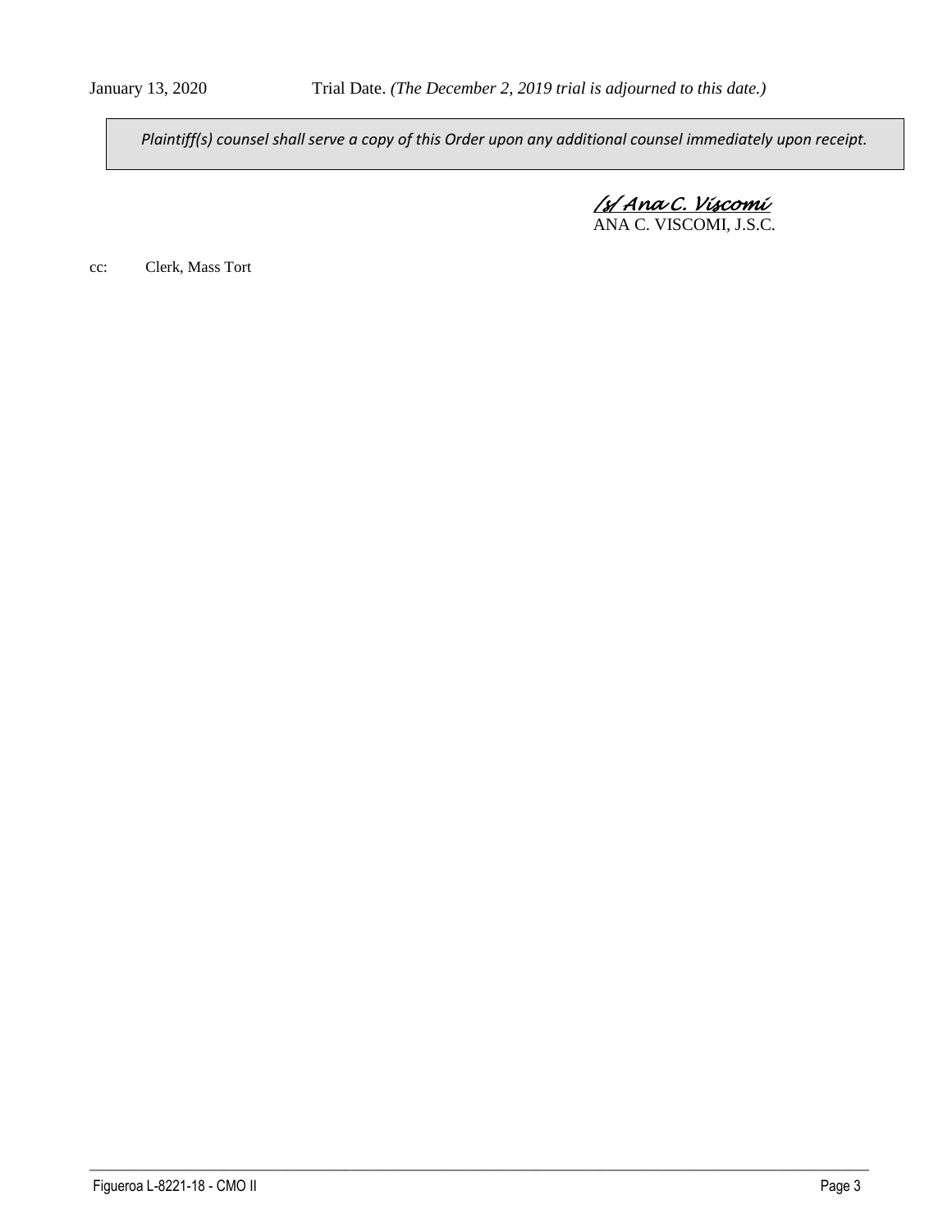| | |
|---|---|
| January 13, 2020 | Trial Date. *(The December 2, 2019 trial is adjourned to this date.)* |

*Plaintiff(s) counsel shall serve a copy of this Order upon any additional counsel immediately upon receipt.*

*/s/ Ana C. Viscomi*
ANA C. VISCOMI, J.S.C.

cc: Clerk, Mass Tort